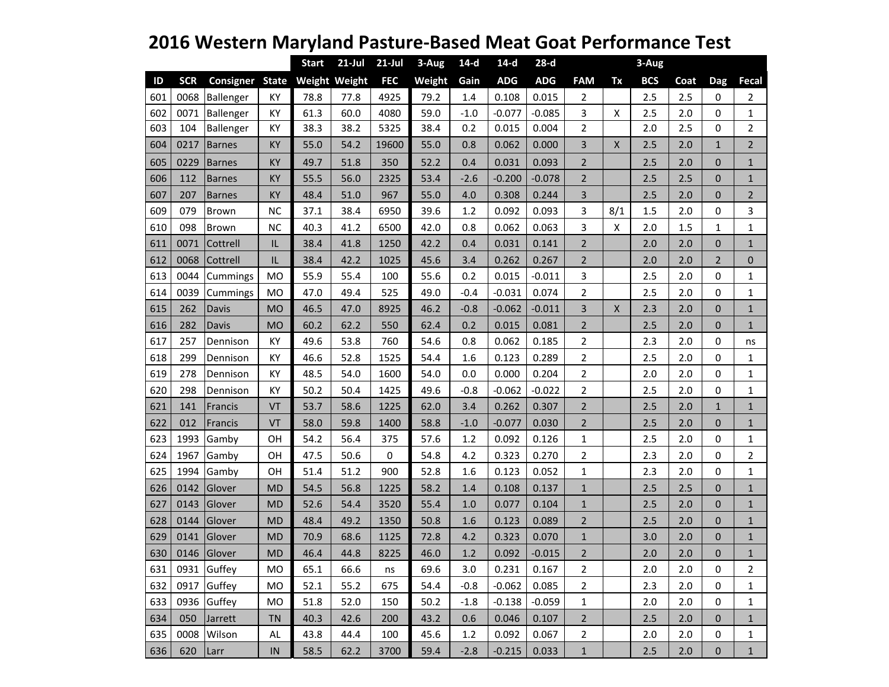# 2016 Western Maryland Pasture-Based Meat Goat Performance Test

| | | | | Start | 21-Jul | 21-Jul | 3-Aug | 14-d | 14-d | 28-d | | | 3-Aug | | | |
|---|---|---|---|---|---|---|---|---|---|---|---|---|---|---|---|---|
| ID | SCR | Consigner | State | Weight | Weight | FEC | Weight | Gain | ADG | ADG | FAM | Tx | BCS | Coat | Dag | Fecal |
| 601 | 0068 | Ballenger | KY | 78.8 | 77.8 | 4925 | 79.2 | 1.4 | 0.108 | 0.015 | 2 | | 2.5 | 2.5 | 0 | 2 |
| 602 | 0071 | Ballenger | KY | 61.3 | 60.0 | 4080 | 59.0 | -1.0 | -0.077 | -0.085 | 3 | X | 2.5 | 2.0 | 0 | 1 |
| 603 | 104 | Ballenger | KY | 38.3 | 38.2 | 5325 | 38.4 | 0.2 | 0.015 | 0.004 | 2 | | 2.0 | 2.5 | 0 | 2 |
| 604 | 0217 | Barnes | KY | 55.0 | 54.2 | 19600 | 55.0 | 0.8 | 0.062 | 0.000 | 3 | X | 2.5 | 2.0 | 1 | 2 |
| 605 | 0229 | Barnes | KY | 49.7 | 51.8 | 350 | 52.2 | 0.4 | 0.031 | 0.093 | 2 | | 2.5 | 2.0 | 0 | 1 |
| 606 | 112 | Barnes | KY | 55.5 | 56.0 | 2325 | 53.4 | -2.6 | -0.200 | -0.078 | 2 | | 2.5 | 2.5 | 0 | 1 |
| 607 | 207 | Barnes | KY | 48.4 | 51.0 | 967 | 55.0 | 4.0 | 0.308 | 0.244 | 3 | | 2.5 | 2.0 | 0 | 2 |
| 609 | 079 | Brown | NC | 37.1 | 38.4 | 6950 | 39.6 | 1.2 | 0.092 | 0.093 | 3 | 8/1 | 1.5 | 2.0 | 0 | 3 |
| 610 | 098 | Brown | NC | 40.3 | 41.2 | 6500 | 42.0 | 0.8 | 0.062 | 0.063 | 3 | X | 2.0 | 1.5 | 1 | 1 |
| 611 | 0071 | Cottrell | IL | 38.4 | 41.8 | 1250 | 42.2 | 0.4 | 0.031 | 0.141 | 2 | | 2.0 | 2.0 | 0 | 1 |
| 612 | 0068 | Cottrell | IL | 38.4 | 42.2 | 1025 | 45.6 | 3.4 | 0.262 | 0.267 | 2 | | 2.0 | 2.0 | 2 | 0 |
| 613 | 0044 | Cummings | MO | 55.9 | 55.4 | 100 | 55.6 | 0.2 | 0.015 | -0.011 | 3 | | 2.5 | 2.0 | 0 | 1 |
| 614 | 0039 | Cummings | MO | 47.0 | 49.4 | 525 | 49.0 | -0.4 | -0.031 | 0.074 | 2 | | 2.5 | 2.0 | 0 | 1 |
| 615 | 262 | Davis | MO | 46.5 | 47.0 | 8925 | 46.2 | -0.8 | -0.062 | -0.011 | 3 | X | 2.3 | 2.0 | 0 | 1 |
| 616 | 282 | Davis | MO | 60.2 | 62.2 | 550 | 62.4 | 0.2 | 0.015 | 0.081 | 2 | | 2.5 | 2.0 | 0 | 1 |
| 617 | 257 | Dennison | KY | 49.6 | 53.8 | 760 | 54.6 | 0.8 | 0.062 | 0.185 | 2 | | 2.3 | 2.0 | 0 | ns |
| 618 | 299 | Dennison | KY | 46.6 | 52.8 | 1525 | 54.4 | 1.6 | 0.123 | 0.289 | 2 | | 2.5 | 2.0 | 0 | 1 |
| 619 | 278 | Dennison | KY | 48.5 | 54.0 | 1600 | 54.0 | 0.0 | 0.000 | 0.204 | 2 | | 2.0 | 2.0 | 0 | 1 |
| 620 | 298 | Dennison | KY | 50.2 | 50.4 | 1425 | 49.6 | -0.8 | -0.062 | -0.022 | 2 | | 2.5 | 2.0 | 0 | 1 |
| 621 | 141 | Francis | VT | 53.7 | 58.6 | 1225 | 62.0 | 3.4 | 0.262 | 0.307 | 2 | | 2.5 | 2.0 | 1 | 1 |
| 622 | 012 | Francis | VT | 58.0 | 59.8 | 1400 | 58.8 | -1.0 | -0.077 | 0.030 | 2 | | 2.5 | 2.0 | 0 | 1 |
| 623 | 1993 | Gamby | OH | 54.2 | 56.4 | 375 | 57.6 | 1.2 | 0.092 | 0.126 | 1 | | 2.5 | 2.0 | 0 | 1 |
| 624 | 1967 | Gamby | OH | 47.5 | 50.6 | 0 | 54.8 | 4.2 | 0.323 | 0.270 | 2 | | 2.3 | 2.0 | 0 | 2 |
| 625 | 1994 | Gamby | OH | 51.4 | 51.2 | 900 | 52.8 | 1.6 | 0.123 | 0.052 | 1 | | 2.3 | 2.0 | 0 | 1 |
| 626 | 0142 | Glover | MD | 54.5 | 56.8 | 1225 | 58.2 | 1.4 | 0.108 | 0.137 | 1 | | 2.5 | 2.5 | 0 | 1 |
| 627 | 0143 | Glover | MD | 52.6 | 54.4 | 3520 | 55.4 | 1.0 | 0.077 | 0.104 | 1 | | 2.5 | 2.0 | 0 | 1 |
| 628 | 0144 | Glover | MD | 48.4 | 49.2 | 1350 | 50.8 | 1.6 | 0.123 | 0.089 | 2 | | 2.5 | 2.0 | 0 | 1 |
| 629 | 0141 | Glover | MD | 70.9 | 68.6 | 1125 | 72.8 | 4.2 | 0.323 | 0.070 | 1 | | 3.0 | 2.0 | 0 | 1 |
| 630 | 0146 | Glover | MD | 46.4 | 44.8 | 8225 | 46.0 | 1.2 | 0.092 | -0.015 | 2 | | 2.0 | 2.0 | 0 | 1 |
| 631 | 0931 | Guffey | MO | 65.1 | 66.6 | ns | 69.6 | 3.0 | 0.231 | 0.167 | 2 | | 2.0 | 2.0 | 0 | 2 |
| 632 | 0917 | Guffey | MO | 52.1 | 55.2 | 675 | 54.4 | -0.8 | -0.062 | 0.085 | 2 | | 2.3 | 2.0 | 0 | 1 |
| 633 | 0936 | Guffey | MO | 51.8 | 52.0 | 150 | 50.2 | -1.8 | -0.138 | -0.059 | 1 | | 2.0 | 2.0 | 0 | 1 |
| 634 | 050 | Jarrett | TN | 40.3 | 42.6 | 200 | 43.2 | 0.6 | 0.046 | 0.107 | 2 | | 2.5 | 2.0 | 0 | 1 |
| 635 | 0008 | Wilson | AL | 43.8 | 44.4 | 100 | 45.6 | 1.2 | 0.092 | 0.067 | 2 | | 2.0 | 2.0 | 0 | 1 |
| 636 | 620 | Larr | IN | 58.5 | 62.2 | 3700 | 59.4 | -2.8 | -0.215 | 0.033 | 1 | | 2.5 | 2.0 | 0 | 1 |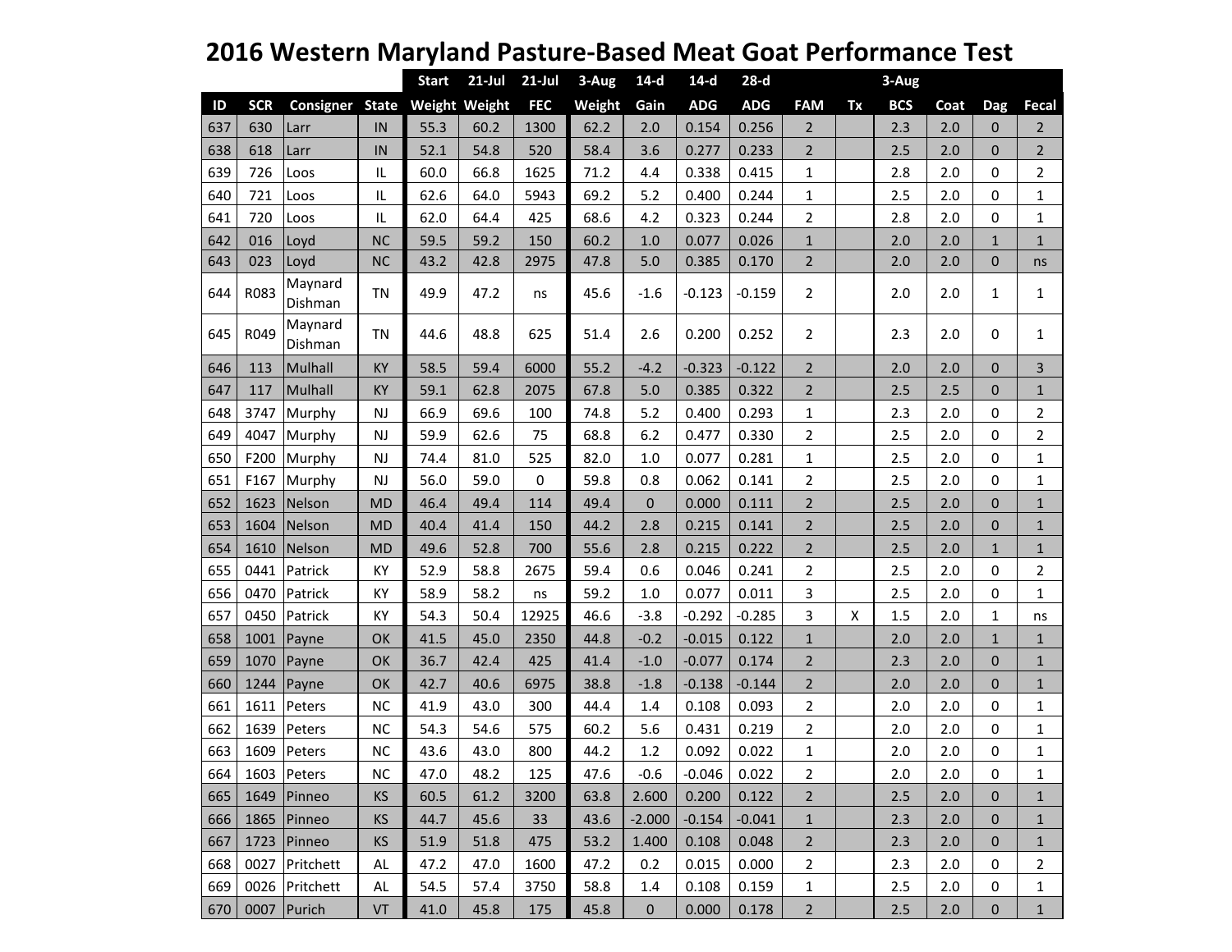# 2016 Western Maryland Pasture-Based Meat Goat Performance Test

| | | | | Start | 21-Jul | 21-Jul | 3-Aug | 14-d | 14-d | 28-d | | | 3-Aug | | | |
|---|---|---|---|---|---|---|---|---|---|---|---|---|---|---|---|---|
| ID | SCR | Consigner | State | Weight | Weight | FEC | Weight | Gain | ADG | ADG | FAM | Tx | BCS | Coat | Dag | Fecal |
| 637 | 630 | Larr | IN | 55.3 | 60.2 | 1300 | 62.2 | 2.0 | 0.154 | 0.256 | 2 | | 2.3 | 2.0 | 0 | 2 |
| 638 | 618 | Larr | IN | 52.1 | 54.8 | 520 | 58.4 | 3.6 | 0.277 | 0.233 | 2 | | 2.5 | 2.0 | 0 | 2 |
| 639 | 726 | Loos | IL | 60.0 | 66.8 | 1625 | 71.2 | 4.4 | 0.338 | 0.415 | 1 | | 2.8 | 2.0 | 0 | 2 |
| 640 | 721 | Loos | IL | 62.6 | 64.0 | 5943 | 69.2 | 5.2 | 0.400 | 0.244 | 1 | | 2.5 | 2.0 | 0 | 1 |
| 641 | 720 | Loos | IL | 62.0 | 64.4 | 425 | 68.6 | 4.2 | 0.323 | 0.244 | 2 | | 2.8 | 2.0 | 0 | 1 |
| 642 | 016 | Loyd | NC | 59.5 | 59.2 | 150 | 60.2 | 1.0 | 0.077 | 0.026 | 1 | | 2.0 | 2.0 | 1 | 1 |
| 643 | 023 | Loyd | NC | 43.2 | 42.8 | 2975 | 47.8 | 5.0 | 0.385 | 0.170 | 2 | | 2.0 | 2.0 | 0 | ns |
| 644 | R083 | Maynard Dishman | TN | 49.9 | 47.2 | ns | 45.6 | -1.6 | -0.123 | -0.159 | 2 | | 2.0 | 2.0 | 1 | 1 |
| 645 | R049 | Maynard Dishman | TN | 44.6 | 48.8 | 625 | 51.4 | 2.6 | 0.200 | 0.252 | 2 | | 2.3 | 2.0 | 0 | 1 |
| 646 | 113 | Mulhall | KY | 58.5 | 59.4 | 6000 | 55.2 | -4.2 | -0.323 | -0.122 | 2 | | 2.0 | 2.0 | 0 | 3 |
| 647 | 117 | Mulhall | KY | 59.1 | 62.8 | 2075 | 67.8 | 5.0 | 0.385 | 0.322 | 2 | | 2.5 | 2.5 | 0 | 1 |
| 648 | 3747 | Murphy | NJ | 66.9 | 69.6 | 100 | 74.8 | 5.2 | 0.400 | 0.293 | 1 | | 2.3 | 2.0 | 0 | 2 |
| 649 | 4047 | Murphy | NJ | 59.9 | 62.6 | 75 | 68.8 | 6.2 | 0.477 | 0.330 | 2 | | 2.5 | 2.0 | 0 | 2 |
| 650 | F200 | Murphy | NJ | 74.4 | 81.0 | 525 | 82.0 | 1.0 | 0.077 | 0.281 | 1 | | 2.5 | 2.0 | 0 | 1 |
| 651 | F167 | Murphy | NJ | 56.0 | 59.0 | 0 | 59.8 | 0.8 | 0.062 | 0.141 | 2 | | 2.5 | 2.0 | 0 | 1 |
| 652 | 1623 | Nelson | MD | 46.4 | 49.4 | 114 | 49.4 | 0 | 0.000 | 0.111 | 2 | | 2.5 | 2.0 | 0 | 1 |
| 653 | 1604 | Nelson | MD | 40.4 | 41.4 | 150 | 44.2 | 2.8 | 0.215 | 0.141 | 2 | | 2.5 | 2.0 | 0 | 1 |
| 654 | 1610 | Nelson | MD | 49.6 | 52.8 | 700 | 55.6 | 2.8 | 0.215 | 0.222 | 2 | | 2.5 | 2.0 | 1 | 1 |
| 655 | 0441 | Patrick | KY | 52.9 | 58.8 | 2675 | 59.4 | 0.6 | 0.046 | 0.241 | 2 | | 2.5 | 2.0 | 0 | 2 |
| 656 | 0470 | Patrick | KY | 58.9 | 58.2 | ns | 59.2 | 1.0 | 0.077 | 0.011 | 3 | | 2.5 | 2.0 | 0 | 1 |
| 657 | 0450 | Patrick | KY | 54.3 | 50.4 | 12925 | 46.6 | -3.8 | -0.292 | -0.285 | 3 | X | 1.5 | 2.0 | 1 | ns |
| 658 | 1001 | Payne | OK | 41.5 | 45.0 | 2350 | 44.8 | -0.2 | -0.015 | 0.122 | 1 | | 2.0 | 2.0 | 1 | 1 |
| 659 | 1070 | Payne | OK | 36.7 | 42.4 | 425 | 41.4 | -1.0 | -0.077 | 0.174 | 2 | | 2.3 | 2.0 | 0 | 1 |
| 660 | 1244 | Payne | OK | 42.7 | 40.6 | 6975 | 38.8 | -1.8 | -0.138 | -0.144 | 2 | | 2.0 | 2.0 | 0 | 1 |
| 661 | 1611 | Peters | NC | 41.9 | 43.0 | 300 | 44.4 | 1.4 | 0.108 | 0.093 | 2 | | 2.0 | 2.0 | 0 | 1 |
| 662 | 1639 | Peters | NC | 54.3 | 54.6 | 575 | 60.2 | 5.6 | 0.431 | 0.219 | 2 | | 2.0 | 2.0 | 0 | 1 |
| 663 | 1609 | Peters | NC | 43.6 | 43.0 | 800 | 44.2 | 1.2 | 0.092 | 0.022 | 1 | | 2.0 | 2.0 | 0 | 1 |
| 664 | 1603 | Peters | NC | 47.0 | 48.2 | 125 | 47.6 | -0.6 | -0.046 | 0.022 | 2 | | 2.0 | 2.0 | 0 | 1 |
| 665 | 1649 | Pinneo | KS | 60.5 | 61.2 | 3200 | 63.8 | 2.600 | 0.200 | 0.122 | 2 | | 2.5 | 2.0 | 0 | 1 |
| 666 | 1865 | Pinneo | KS | 44.7 | 45.6 | 33 | 43.6 | -2.000 | -0.154 | -0.041 | 1 | | 2.3 | 2.0 | 0 | 1 |
| 667 | 1723 | Pinneo | KS | 51.9 | 51.8 | 475 | 53.2 | 1.400 | 0.108 | 0.048 | 2 | | 2.3 | 2.0 | 0 | 1 |
| 668 | 0027 | Pritchett | AL | 47.2 | 47.0 | 1600 | 47.2 | 0.2 | 0.015 | 0.000 | 2 | | 2.3 | 2.0 | 0 | 2 |
| 669 | 0026 | Pritchett | AL | 54.5 | 57.4 | 3750 | 58.8 | 1.4 | 0.108 | 0.159 | 1 | | 2.5 | 2.0 | 0 | 1 |
| 670 | 0007 | Purich | VT | 41.0 | 45.8 | 175 | 45.8 | 0 | 0.000 | 0.178 | 2 | | 2.5 | 2.0 | 0 | 1 |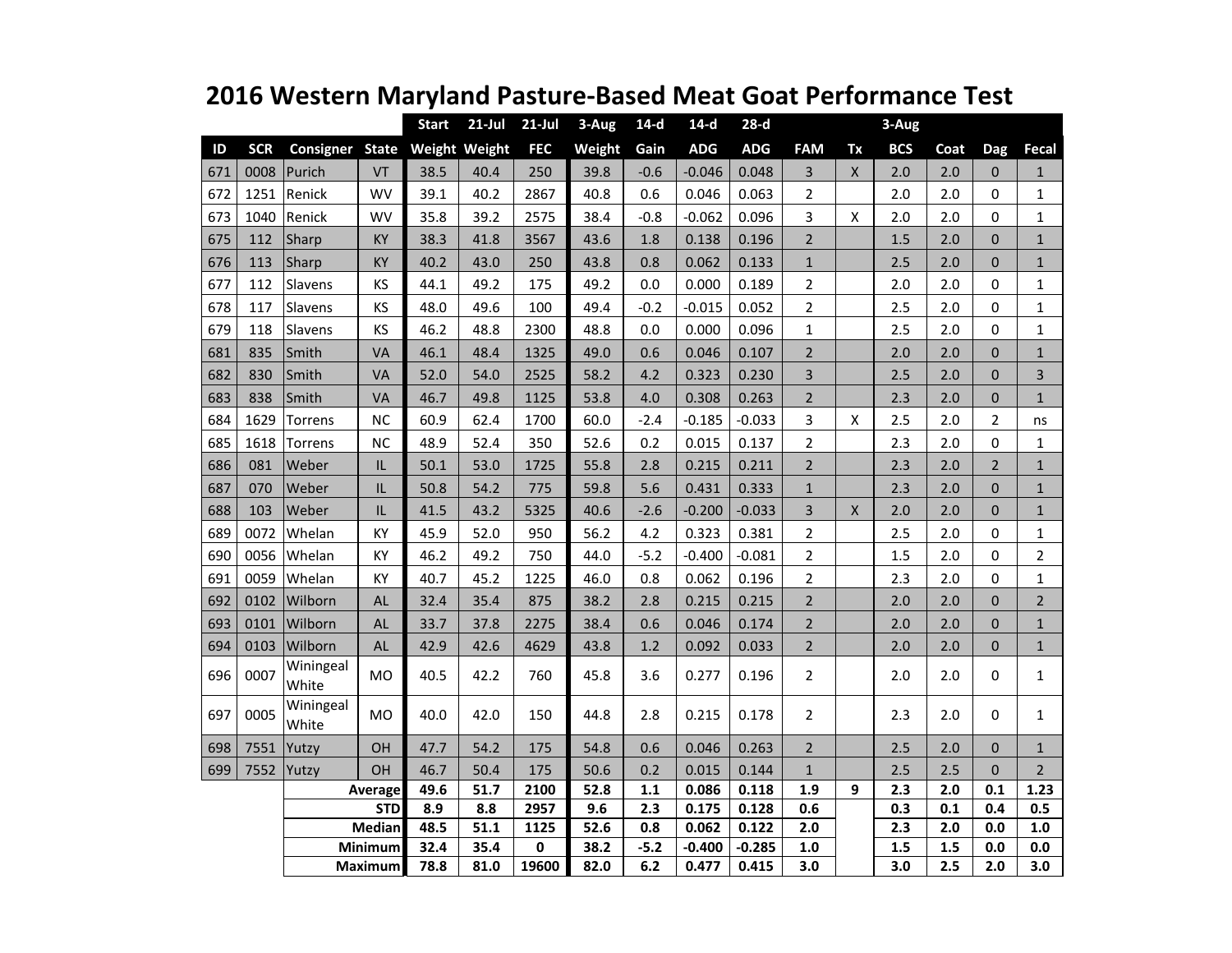# 2016 Western Maryland Pasture-Based Meat Goat Performance Test

| | | | | Start | 21-Jul | 21-Jul | 3-Aug | 14-d | 14-d | 28-d | | | 3-Aug | | | |
|---|---|---|---|---|---|---|---|---|---|---|---|---|---|---|---|---|
| ID | SCR | Consigner | State | Weight | Weight | FEC | Weight | Gain | ADG | ADG | FAM | Tx | BCS | Coat | Dag | Fecal |
| 671 | 0008 | Purich | VT | 38.5 | 40.4 | 250 | 39.8 | -0.6 | -0.046 | 0.048 | 3 | X | 2.0 | 2.0 | 0 | 1 |
| 672 | 1251 | Renick | WV | 39.1 | 40.2 | 2867 | 40.8 | 0.6 | 0.046 | 0.063 | 2 | | 2.0 | 2.0 | 0 | 1 |
| 673 | 1040 | Renick | WV | 35.8 | 39.2 | 2575 | 38.4 | -0.8 | -0.062 | 0.096 | 3 | X | 2.0 | 2.0 | 0 | 1 |
| 675 | 112 | Sharp | KY | 38.3 | 41.8 | 3567 | 43.6 | 1.8 | 0.138 | 0.196 | 2 | | 1.5 | 2.0 | 0 | 1 |
| 676 | 113 | Sharp | KY | 40.2 | 43.0 | 250 | 43.8 | 0.8 | 0.062 | 0.133 | 1 | | 2.5 | 2.0 | 0 | 1 |
| 677 | 112 | Slavens | KS | 44.1 | 49.2 | 175 | 49.2 | 0.0 | 0.000 | 0.189 | 2 | | 2.0 | 2.0 | 0 | 1 |
| 678 | 117 | Slavens | KS | 48.0 | 49.6 | 100 | 49.4 | -0.2 | -0.015 | 0.052 | 2 | | 2.5 | 2.0 | 0 | 1 |
| 679 | 118 | Slavens | KS | 46.2 | 48.8 | 2300 | 48.8 | 0.0 | 0.000 | 0.096 | 1 | | 2.5 | 2.0 | 0 | 1 |
| 681 | 835 | Smith | VA | 46.1 | 48.4 | 1325 | 49.0 | 0.6 | 0.046 | 0.107 | 2 | | 2.0 | 2.0 | 0 | 1 |
| 682 | 830 | Smith | VA | 52.0 | 54.0 | 2525 | 58.2 | 4.2 | 0.323 | 0.230 | 3 | | 2.5 | 2.0 | 0 | 3 |
| 683 | 838 | Smith | VA | 46.7 | 49.8 | 1125 | 53.8 | 4.0 | 0.308 | 0.263 | 2 | | 2.3 | 2.0 | 0 | 1 |
| 684 | 1629 | Torrens | NC | 60.9 | 62.4 | 1700 | 60.0 | -2.4 | -0.185 | -0.033 | 3 | X | 2.5 | 2.0 | 2 | ns |
| 685 | 1618 | Torrens | NC | 48.9 | 52.4 | 350 | 52.6 | 0.2 | 0.015 | 0.137 | 2 | | 2.3 | 2.0 | 0 | 1 |
| 686 | 081 | Weber | IL | 50.1 | 53.0 | 1725 | 55.8 | 2.8 | 0.215 | 0.211 | 2 | | 2.3 | 2.0 | 2 | 1 |
| 687 | 070 | Weber | IL | 50.8 | 54.2 | 775 | 59.8 | 5.6 | 0.431 | 0.333 | 1 | | 2.3 | 2.0 | 0 | 1 |
| 688 | 103 | Weber | IL | 41.5 | 43.2 | 5325 | 40.6 | -2.6 | -0.200 | -0.033 | 3 | X | 2.0 | 2.0 | 0 | 1 |
| 689 | 0072 | Whelan | KY | 45.9 | 52.0 | 950 | 56.2 | 4.2 | 0.323 | 0.381 | 2 | | 2.5 | 2.0 | 0 | 1 |
| 690 | 0056 | Whelan | KY | 46.2 | 49.2 | 750 | 44.0 | -5.2 | -0.400 | -0.081 | 2 | | 1.5 | 2.0 | 0 | 2 |
| 691 | 0059 | Whelan | KY | 40.7 | 45.2 | 1225 | 46.0 | 0.8 | 0.062 | 0.196 | 2 | | 2.3 | 2.0 | 0 | 1 |
| 692 | 0102 | Wilborn | AL | 32.4 | 35.4 | 875 | 38.2 | 2.8 | 0.215 | 0.215 | 2 | | 2.0 | 2.0 | 0 | 2 |
| 693 | 0101 | Wilborn | AL | 33.7 | 37.8 | 2275 | 38.4 | 0.6 | 0.046 | 0.174 | 2 | | 2.0 | 2.0 | 0 | 1 |
| 694 | 0103 | Wilborn | AL | 42.9 | 42.6 | 4629 | 43.8 | 1.2 | 0.092 | 0.033 | 2 | | 2.0 | 2.0 | 0 | 1 |
| 696 | 0007 | Winingeal White | MO | 40.5 | 42.2 | 760 | 45.8 | 3.6 | 0.277 | 0.196 | 2 | | 2.0 | 2.0 | 0 | 1 |
| 697 | 0005 | Winingeal White | MO | 40.0 | 42.0 | 150 | 44.8 | 2.8 | 0.215 | 0.178 | 2 | | 2.3 | 2.0 | 0 | 1 |
| 698 | 7551 | Yutzy | OH | 47.7 | 54.2 | 175 | 54.8 | 0.6 | 0.046 | 0.263 | 2 | | 2.5 | 2.0 | 0 | 1 |
| 699 | 7552 | Yutzy | OH | 46.7 | 50.4 | 175 | 50.6 | 0.2 | 0.015 | 0.144 | 1 | | 2.5 | 2.5 | 0 | 2 |
| | | **Average** | | **49.6** | **51.7** | **2100** | **52.8** | **1.1** | **0.086** | **0.118** | **1.9** | **9** | **2.3** | **2.0** | **0.1** | **1.23** |
| | | **STD** | | **8.9** | **8.8** | **2957** | **9.6** | **2.3** | **0.175** | **0.128** | **0.6** | | **0.3** | **0.1** | **0.4** | **0.5** |
| | | **Median** | | **48.5** | **51.1** | **1125** | **52.6** | **0.8** | **0.062** | **0.122** | **2.0** | | **2.3** | **2.0** | **0.0** | **1.0** |
| | | **Minimum** | | **32.4** | **35.4** | **0** | **38.2** | **-5.2** | **-0.400** | **-0.285** | **1.0** | | **1.5** | **1.5** | **0.0** | **0.0** |
| | | **Maximum** | | **78.8** | **81.0** | **19600** | **82.0** | **6.2** | **0.477** | **0.415** | **3.0** | | **3.0** | **2.5** | **2.0** | **3.0** |